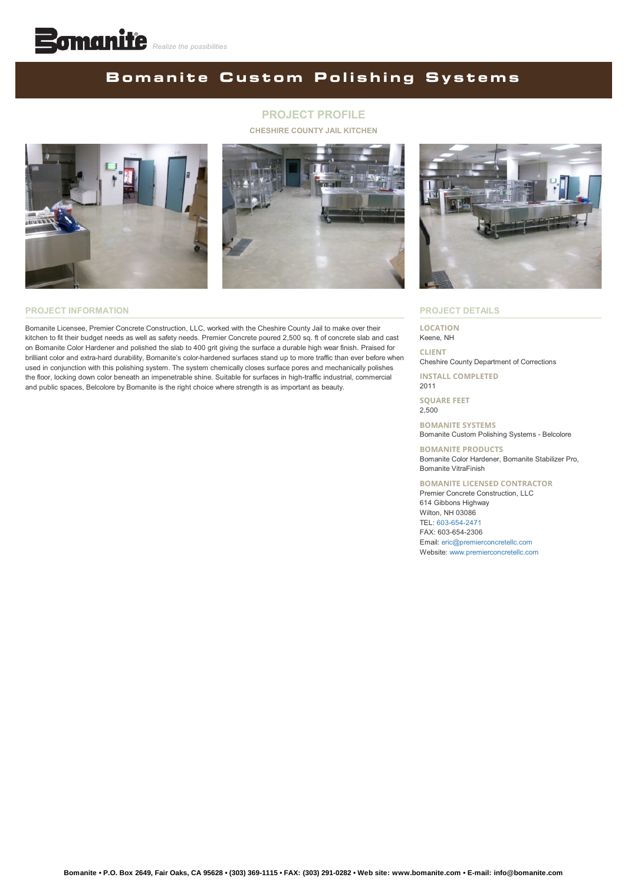Bomanite *Realize the possibilities*

# Bomanite Custom Polishing Systems

## PROJECT PROFILE

### CHESHIRE COUNTY JAIL KITCHEN

### PROJECT INFORMATION

Bomanite Licensee, Premier Concrete Construction, LLC, worked with the Cheshire County Jail to make over their kitchen to fit their budget needs as well as safety needs. Premier Concrete poured 2,500 sq. ft of concrete slab and cast on Bomanite Color Hardener and polished the slab to 400 grit giving the surface a durable high wear finish. Praised for brilliant color and extra-hard durability, Bomanite's color-hardened surfaces stand up to more traffic than ever before when used in conjunction with this polishing system. The system chemically closes surface pores and mechanically polishes the floor, locking down color beneath an impenetrable shine. Suitable for surfaces in high-traffic industrial, commercial and public spaces, Belcolore by Bomanite is the right choice where strength is as important as beauty.

### PROJECT DETAILS

**LOCATION**
Keene, NH

**CLIENT**
Cheshire County Department of Corrections

**INSTALL COMPLETED**
2011

**SQUARE FEET**
2,500

**BOMANITE SYSTEMS**
Bomanite Custom Polishing Systems - Belcolore

**BOMANITE PRODUCTS**
Bomanite Color Hardener, Bomanite Stabilizer Pro, Bomanite VitraFinish

**BOMANITE LICENSED CONTRACTOR**
Premier Concrete Construction, LLC
614 Gibbons Highway
Wilton, NH 03086
TEL: 603-654-2471
FAX: 603-654-2306
Email: eric@premierconcretellc.com
Website: www.premierconcretellc.com

**Bomanite • P.O. Box 2649, Fair Oaks, CA 95628 • (303) 369-1115 • FAX: (303) 291-0282 • Web site: www.bomanite.com • E-mail: info@bomanite.com**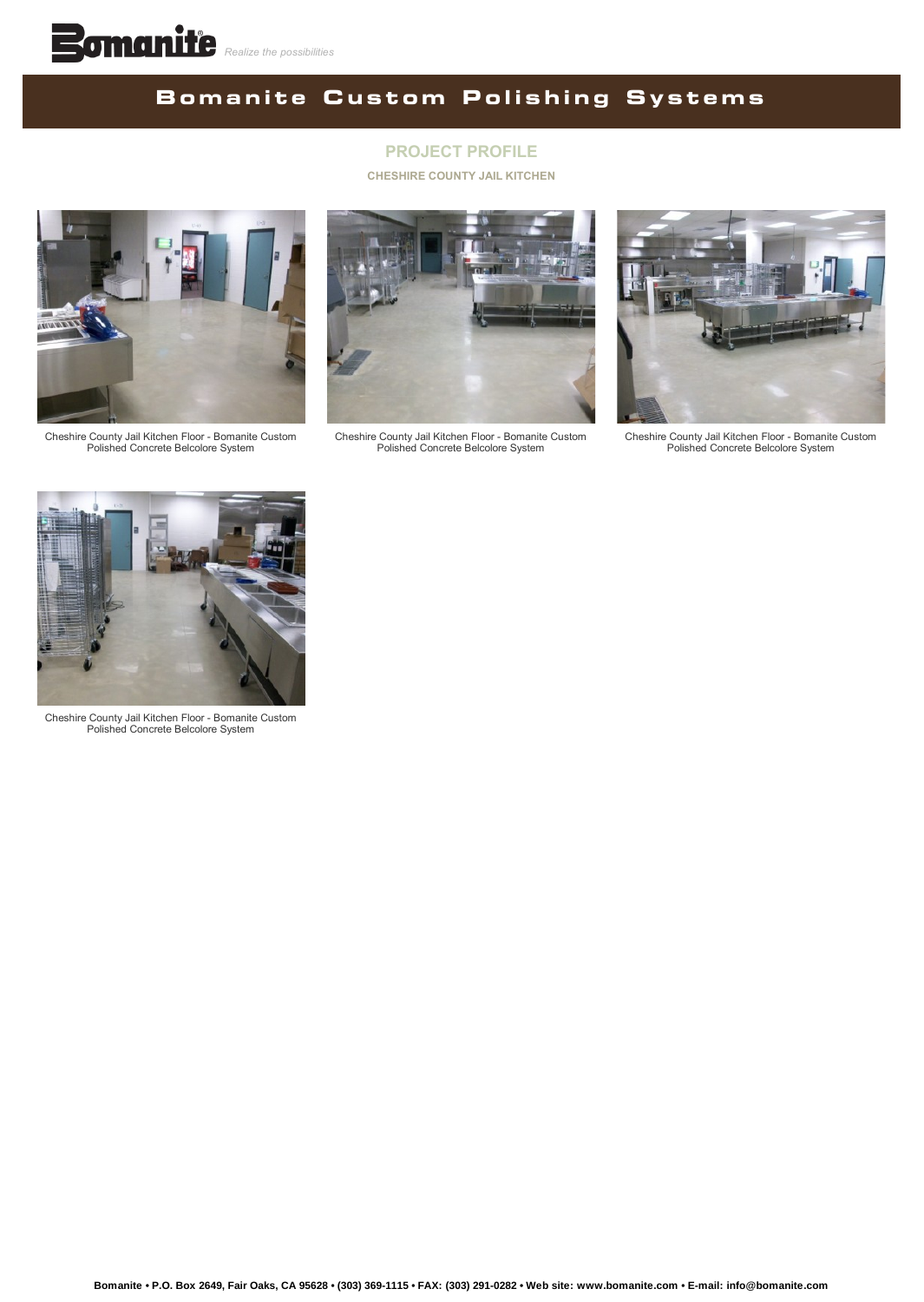Realize the possibilities

# Bomanite Custom Polishing Systems

## PROJECT PROFILE

**CHESHIRE COUNTY JAIL KITCHEN**

Cheshire County Jail Kitchen Floor - Bomanite Custom Polished Concrete Belcolore System

Cheshire County Jail Kitchen Floor - Bomanite Custom Polished Concrete Belcolore System

Cheshire County Jail Kitchen Floor - Bomanite Custom Polished Concrete Belcolore System

Cheshire County Jail Kitchen Floor - Bomanite Custom Polished Concrete Belcolore System

**Bomanite • P.O. Box 2649, Fair Oaks, CA 95628 • (303) 369-1115 • FAX: (303) 291-0282 • Web site: www.bomanite.com • E-mail: info@bomanite.com**